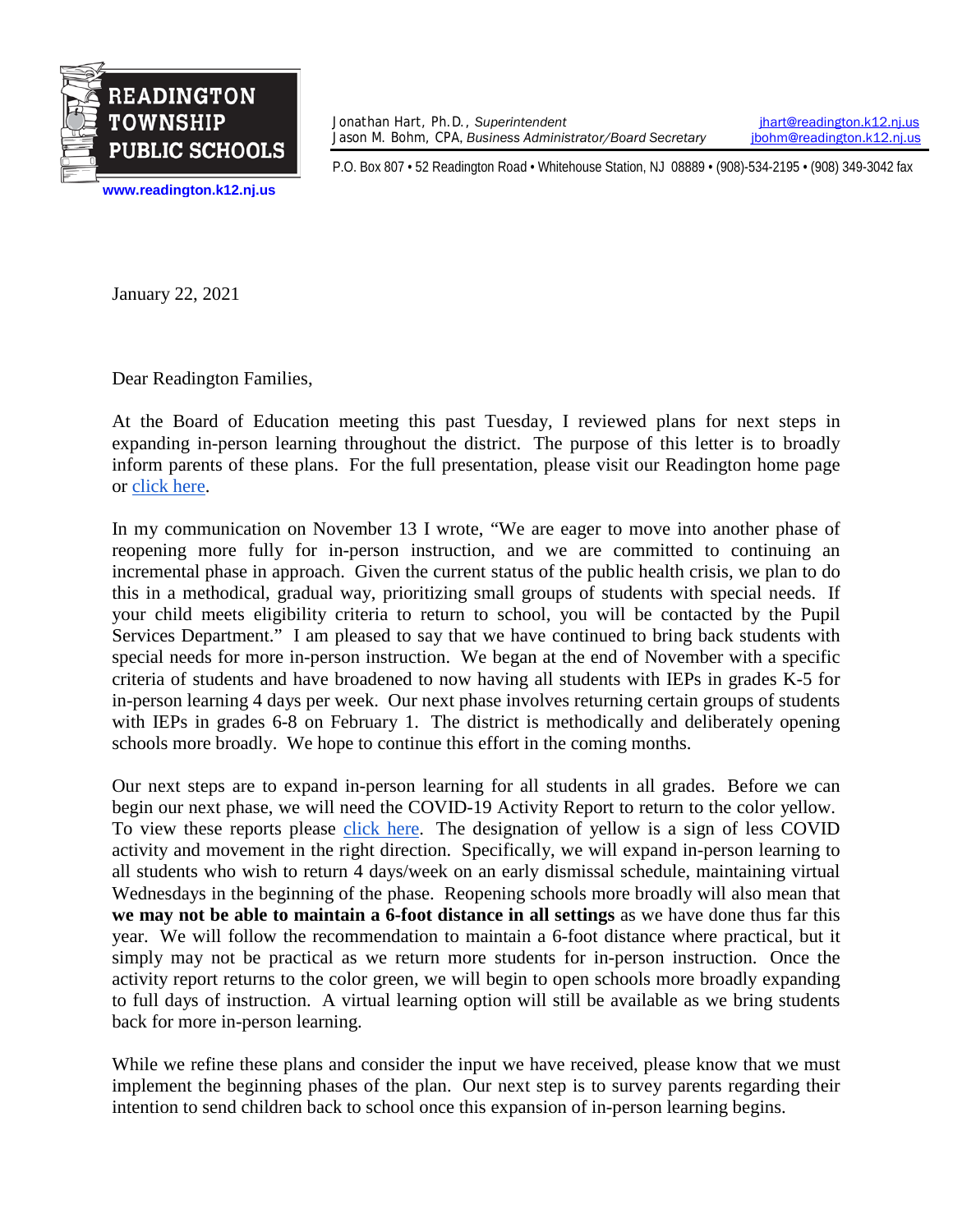**READINGTON TOWNSHIP PUBLIC SCHOOLS**

www.readington.k12.nj.us

Jonathan Hart, Ph.D., *Superintendent* — jhart@readington.k12.nj.us
Jason M. Bohm, CPA, *Business Administrator/Board Secretary* — jbohm@readington.k12.nj.us

P.O. Box 807 • 52 Readington Road • Whitehouse Station, NJ 08889 • (908)-534-2195 • (908) 349-3042 fax

January 22, 2021

Dear Readington Families,

At the Board of Education meeting this past Tuesday, I reviewed plans for next steps in expanding in-person learning throughout the district. The purpose of this letter is to broadly inform parents of these plans. For the full presentation, please visit our Readington home page or click here.

In my communication on November 13 I wrote, "We are eager to move into another phase of reopening more fully for in-person instruction, and we are committed to continuing an incremental phase in approach. Given the current status of the public health crisis, we plan to do this in a methodical, gradual way, prioritizing small groups of students with special needs. If your child meets eligibility criteria to return to school, you will be contacted by the Pupil Services Department." I am pleased to say that we have continued to bring back students with special needs for more in-person instruction. We began at the end of November with a specific criteria of students and have broadened to now having all students with IEPs in grades K-5 for in-person learning 4 days per week. Our next phase involves returning certain groups of students with IEPs in grades 6-8 on February 1. The district is methodically and deliberately opening schools more broadly. We hope to continue this effort in the coming months.

Our next steps are to expand in-person learning for all students in all grades. Before we can begin our next phase, we will need the COVID-19 Activity Report to return to the color yellow. To view these reports please click here. The designation of yellow is a sign of less COVID activity and movement in the right direction. Specifically, we will expand in-person learning to all students who wish to return 4 days/week on an early dismissal schedule, maintaining virtual Wednesdays in the beginning of the phase. Reopening schools more broadly will also mean that **we may not be able to maintain a 6-foot distance in all settings** as we have done thus far this year. We will follow the recommendation to maintain a 6-foot distance where practical, but it simply may not be practical as we return more students for in-person instruction. Once the activity report returns to the color green, we will begin to open schools more broadly expanding to full days of instruction. A virtual learning option will still be available as we bring students back for more in-person learning.

While we refine these plans and consider the input we have received, please know that we must implement the beginning phases of the plan. Our next step is to survey parents regarding their intention to send children back to school once this expansion of in-person learning begins.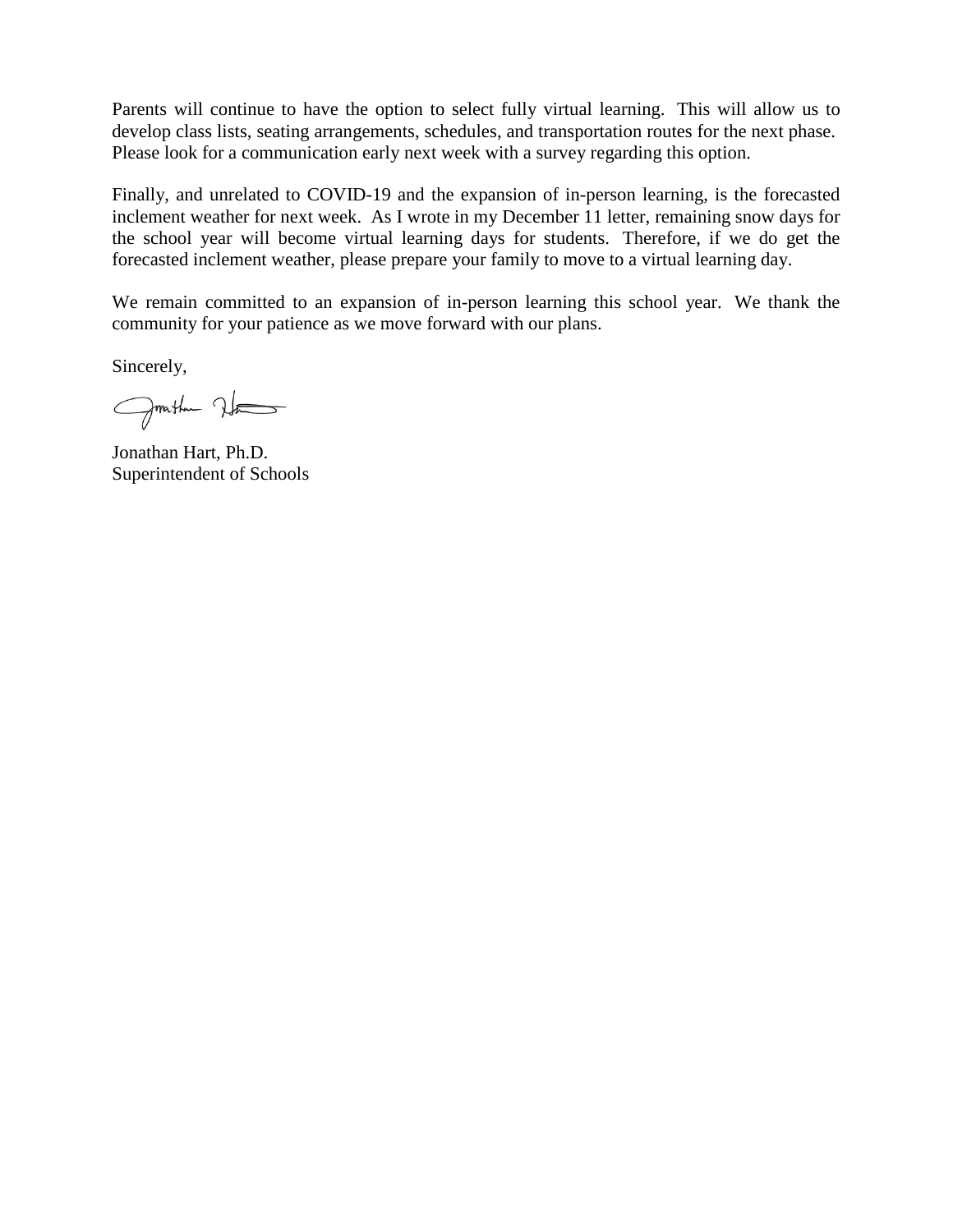Parents will continue to have the option to select fully virtual learning. This will allow us to develop class lists, seating arrangements, schedules, and transportation routes for the next phase. Please look for a communication early next week with a survey regarding this option.

Finally, and unrelated to COVID-19 and the expansion of in-person learning, is the forecasted inclement weather for next week. As I wrote in my December 11 letter, remaining snow days for the school year will become virtual learning days for students. Therefore, if we do get the forecasted inclement weather, please prepare your family to move to a virtual learning day.

We remain committed to an expansion of in-person learning this school year. We thank the community for your patience as we move forward with our plans.

Sincerely,

Jonathan Hart, Ph.D.
Superintendent of Schools